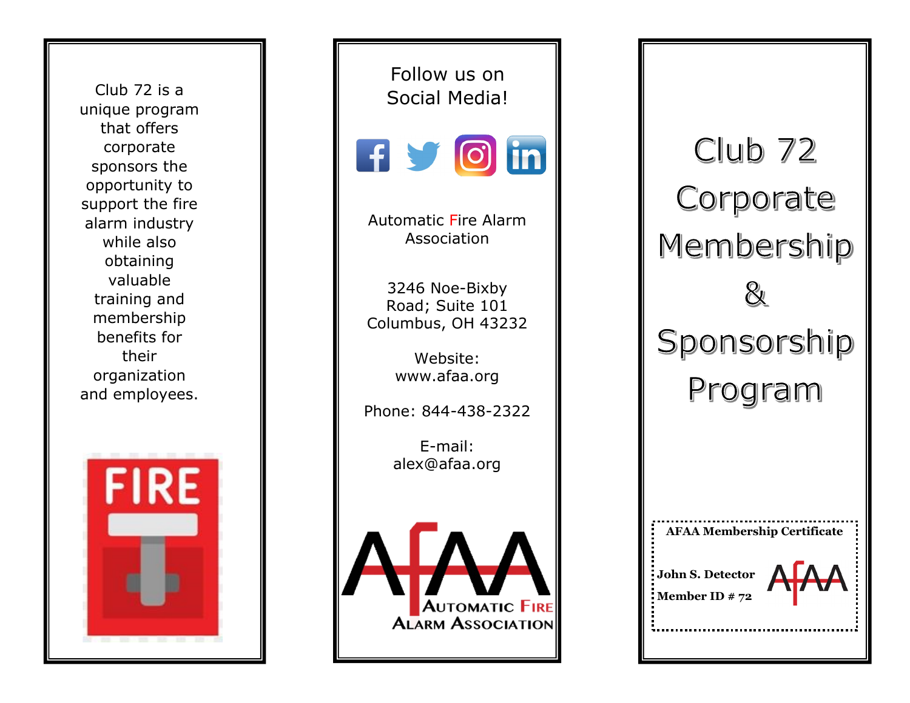Club 72 is a unique program that offers corporate sponsors the opportunity to support the fire alarm industry while also obtaining valuable training and membership benefits for their organization and employees.

Follow us on Social Media!

Automatic Fire Alarm Association

3246 Noe-Bixby Road; Suite 101
Columbus, OH 43232

Website: www.afaa.org

Phone: 844-438-2322

E-mail: alex@afaa.org

AFAA
AUTOMATIC FIRE ALARM ASSOCIATION

# Club 72 Corporate Membership & Sponsorship Program

**AFAA Membership Certificate**

**John S. Detector**

**Member ID # 72**

AFAA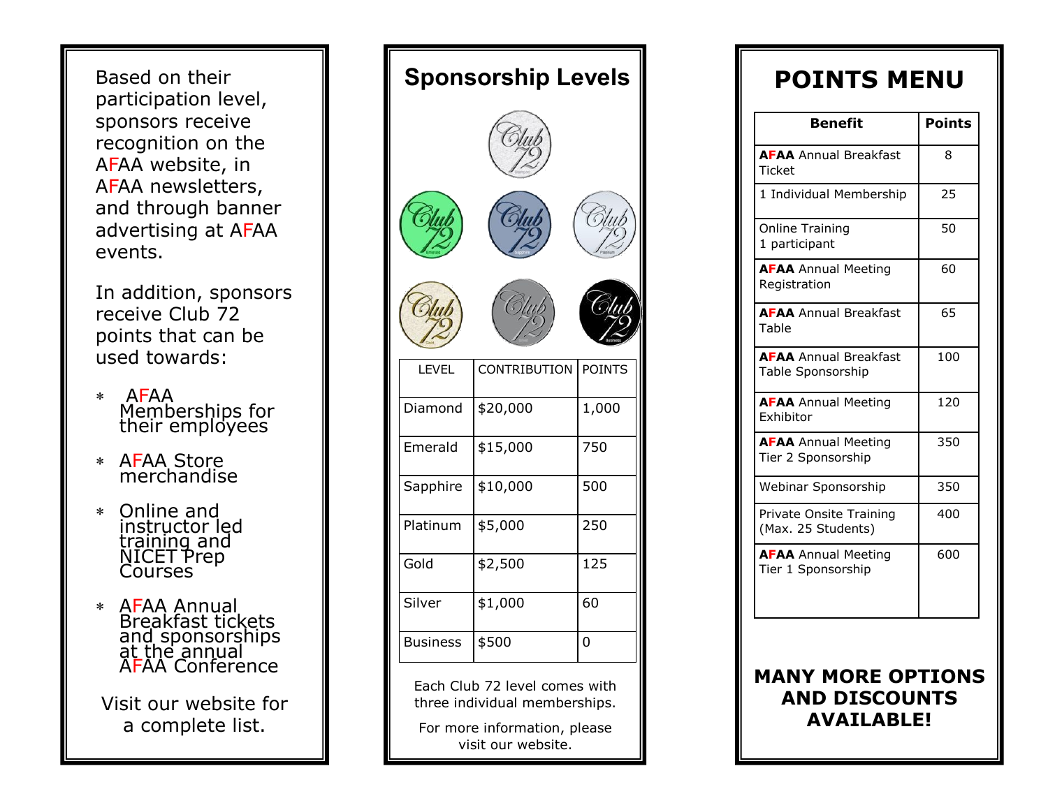Based on their participation level, sponsors receive recognition on the AFAA website, in AFAA newsletters, and through banner advertising at AFAA events.

In addition, sponsors receive Club 72 points that can be used towards:

* AFAA Memberships for their employees
* AFAA Store merchandise
* Online and instructor led training and NICET Prep Courses
* AFAA Annual Breakfast tickets and sponsorships at the annual AFAA Conference

Visit our website for a complete list.

## Sponsorship Levels

| LEVEL | CONTRIBUTION | POINTS |
|---|---|---|
| Diamond | $20,000 | 1,000 |
| Emerald | $15,000 | 750 |
| Sapphire | $10,000 | 500 |
| Platinum | $5,000 | 250 |
| Gold | $2,500 | 125 |
| Silver | $1,000 | 60 |
| Business | $500 | 0 |

Each Club 72 level comes with three individual memberships.

For more information, please visit our website.

# POINTS MENU

| Benefit | Points |
|---|---|
| **AFAA** Annual Breakfast Ticket | 8 |
| 1 Individual Membership | 25 |
| Online Training 1 participant | 50 |
| **AFAA** Annual Meeting Registration | 60 |
| **AFAA** Annual Breakfast Table | 65 |
| **AFAA** Annual Breakfast Table Sponsorship | 100 |
| **AFAA** Annual Meeting Exhibitor | 120 |
| **AFAA** Annual Meeting Tier 2 Sponsorship | 350 |
| Webinar Sponsorship | 350 |
| Private Onsite Training (Max. 25 Students) | 400 |
| **AFAA** Annual Meeting Tier 1 Sponsorship | 600 |

**MANY MORE OPTIONS AND DISCOUNTS AVAILABLE!**